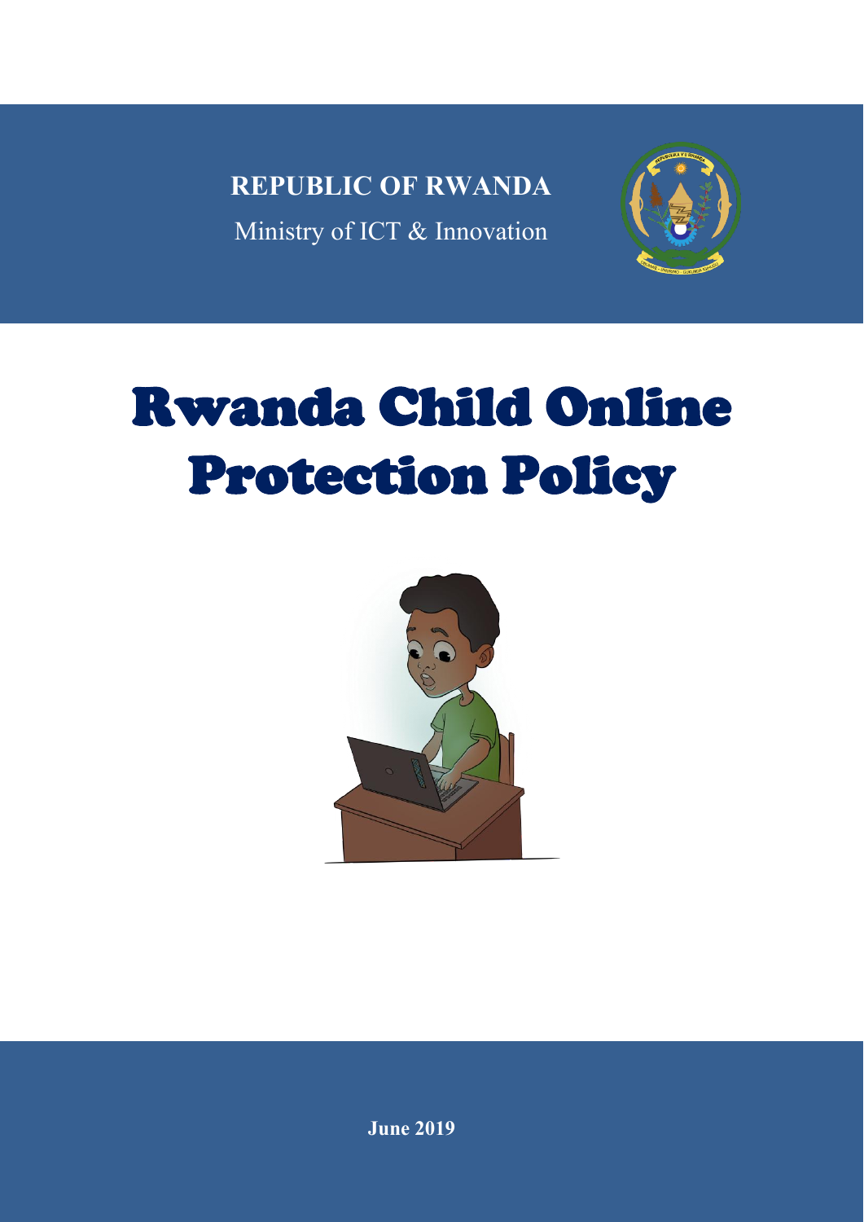**REPUBLIC OF RWANDA**

Ministry of ICT & Innovation

# Rwanda Child Online Protection Policy

**June 2019**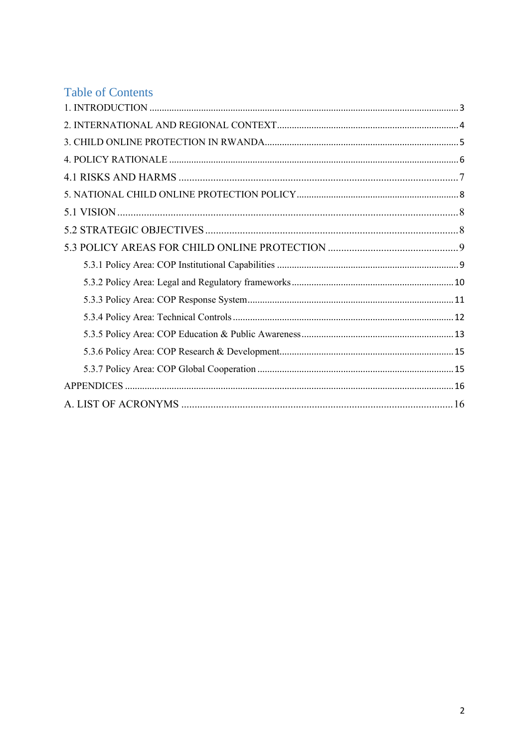## Table of Contents

1. INTRODUCTION ............................................................ 3

2. INTERNATIONAL AND REGIONAL CONTEXT ............................................................ 4

3. CHILD ONLINE PROTECTION IN RWANDA ............................................................ 5

4. POLICY RATIONALE ............................................................ 6

4.1 RISKS AND HARMS ............................................................ 7

5. NATIONAL CHILD ONLINE PROTECTION POLICY ............................................................ 8

5.1 VISION ............................................................ 8

5.2 STRATEGIC OBJECTIVES ............................................................ 8

5.3 POLICY AREAS FOR CHILD ONLINE PROTECTION ............................................................ 9

- 5.3.1 Policy Area: COP Institutional Capabilities ............................................................ 9
- 5.3.2 Policy Area: Legal and Regulatory frameworks ............................................................ 10
- 5.3.3 Policy Area: COP Response System ............................................................ 11
- 5.3.4 Policy Area: Technical Controls ............................................................ 12
- 5.3.5 Policy Area: COP Education & Public Awareness ............................................................ 13
- 5.3.6 Policy Area: COP Research & Development ............................................................ 15
- 5.3.7 Policy Area: COP Global Cooperation ............................................................ 15

APPENDICES ............................................................ 16

A. LIST OF ACRONYMS ............................................................ 16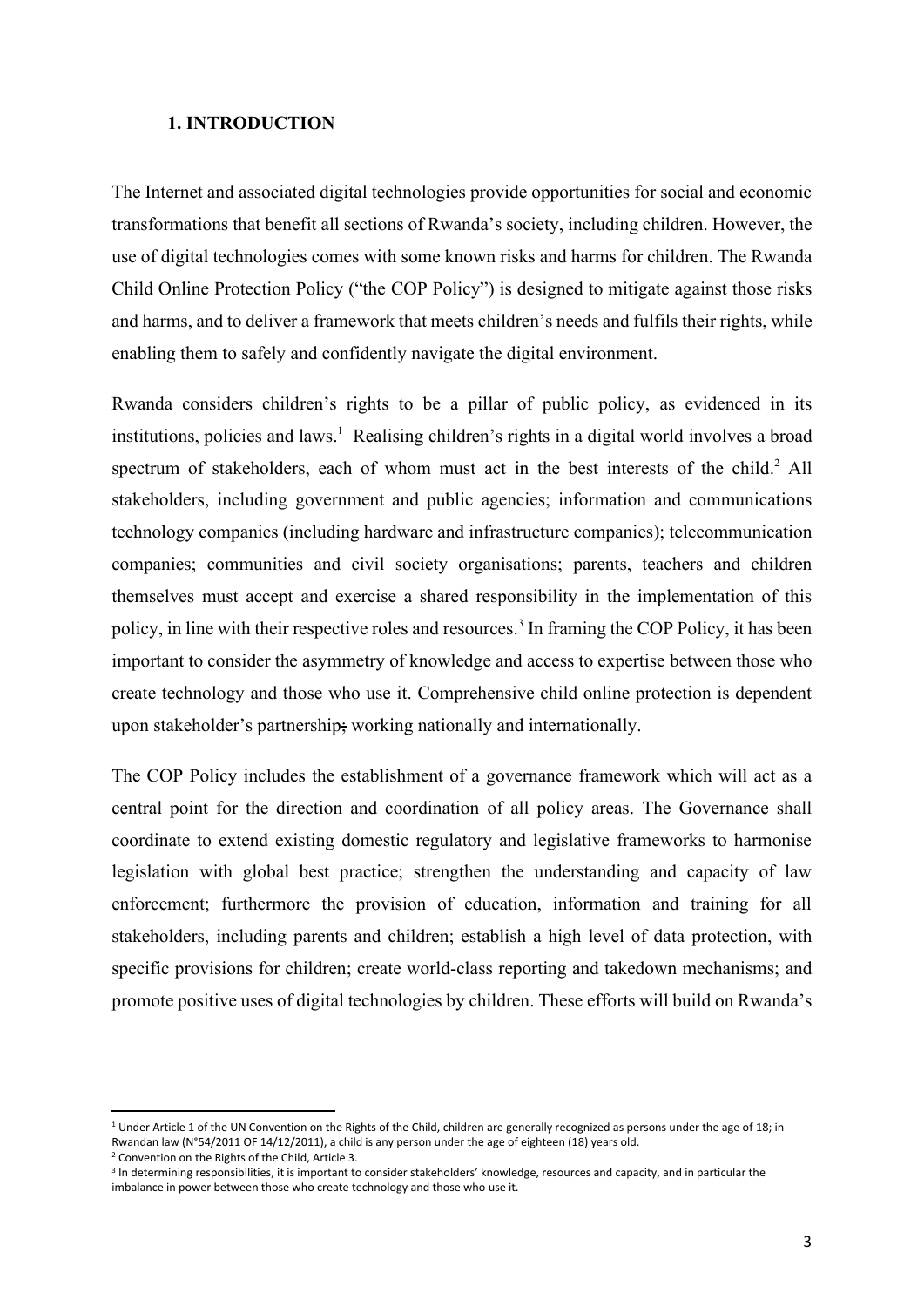## 1. INTRODUCTION

The Internet and associated digital technologies provide opportunities for social and economic transformations that benefit all sections of Rwanda's society, including children. However, the use of digital technologies comes with some known risks and harms for children. The Rwanda Child Online Protection Policy ("the COP Policy") is designed to mitigate against those risks and harms, and to deliver a framework that meets children's needs and fulfils their rights, while enabling them to safely and confidently navigate the digital environment.

Rwanda considers children's rights to be a pillar of public policy, as evidenced in its institutions, policies and laws.[1] Realising children's rights in a digital world involves a broad spectrum of stakeholders, each of whom must act in the best interests of the child.[2] All stakeholders, including government and public agencies; information and communications technology companies (including hardware and infrastructure companies); telecommunication companies; communities and civil society organisations; parents, teachers and children themselves must accept and exercise a shared responsibility in the implementation of this policy, in line with their respective roles and resources.[3] In framing the COP Policy, it has been important to consider the asymmetry of knowledge and access to expertise between those who create technology and those who use it. Comprehensive child online protection is dependent upon stakeholder's partnership; working nationally and internationally.

The COP Policy includes the establishment of a governance framework which will act as a central point for the direction and coordination of all policy areas. The Governance shall coordinate to extend existing domestic regulatory and legislative frameworks to harmonise legislation with global best practice; strengthen the understanding and capacity of law enforcement; furthermore the provision of education, information and training for all stakeholders, including parents and children; establish a high level of data protection, with specific provisions for children; create world-class reporting and takedown mechanisms; and promote positive uses of digital technologies by children. These efforts will build on Rwanda's

---

[1] Under Article 1 of the UN Convention on the Rights of the Child, children are generally recognized as persons under the age of 18; in Rwandan law (N°54/2011 OF 14/12/2011), a child is any person under the age of eighteen (18) years old.

[2] Convention on the Rights of the Child, Article 3.

[3] In determining responsibilities, it is important to consider stakeholders' knowledge, resources and capacity, and in particular the imbalance in power between those who create technology and those who use it.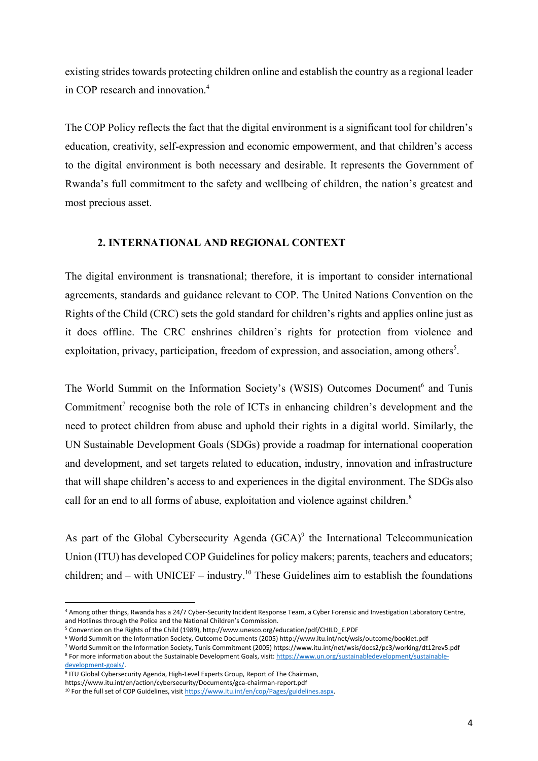existing strides towards protecting children online and establish the country as a regional leader in COP research and innovation.[4]

The COP Policy reflects the fact that the digital environment is a significant tool for children's education, creativity, self-expression and economic empowerment, and that children's access to the digital environment is both necessary and desirable. It represents the Government of Rwanda's full commitment to the safety and wellbeing of children, the nation's greatest and most precious asset.

## 2. INTERNATIONAL AND REGIONAL CONTEXT

The digital environment is transnational; therefore, it is important to consider international agreements, standards and guidance relevant to COP. The United Nations Convention on the Rights of the Child (CRC) sets the gold standard for children's rights and applies online just as it does offline. The CRC enshrines children's rights for protection from violence and exploitation, privacy, participation, freedom of expression, and association, among others[5].

The World Summit on the Information Society's (WSIS) Outcomes Document[6] and Tunis Commitment[7] recognise both the role of ICTs in enhancing children's development and the need to protect children from abuse and uphold their rights in a digital world. Similarly, the UN Sustainable Development Goals (SDGs) provide a roadmap for international cooperation and development, and set targets related to education, industry, innovation and infrastructure that will shape children's access to and experiences in the digital environment. The SDGs also call for an end to all forms of abuse, exploitation and violence against children.[8]

As part of the Global Cybersecurity Agenda (GCA)[9] the International Telecommunication Union (ITU) has developed COP Guidelines for policy makers; parents, teachers and educators; children; and – with UNICEF – industry.[10] These Guidelines aim to establish the foundations

---

[4] Among other things, Rwanda has a 24/7 Cyber-Security Incident Response Team, a Cyber Forensic and Investigation Laboratory Centre, and Hotlines through the Police and the National Children's Commission.

[5] Convention on the Rights of the Child (1989), http://www.unesco.org/education/pdf/CHILD_E.PDF

[6] World Summit on the Information Society, Outcome Documents (2005) http://www.itu.int/net/wsis/outcome/booklet.pdf

[7] World Summit on the Information Society, Tunis Commitment (2005) https://www.itu.int/net/wsis/docs2/pc3/working/dt12rev5.pdf

[8] For more information about the Sustainable Development Goals, visit: https://www.un.org/sustainabledevelopment/sustainable-development-goals/.

[9] ITU Global Cybersecurity Agenda, High-Level Experts Group, Report of The Chairman, https://www.itu.int/en/action/cybersecurity/Documents/gca-chairman-report.pdf

[10] For the full set of COP Guidelines, visit https://www.itu.int/en/cop/Pages/guidelines.aspx.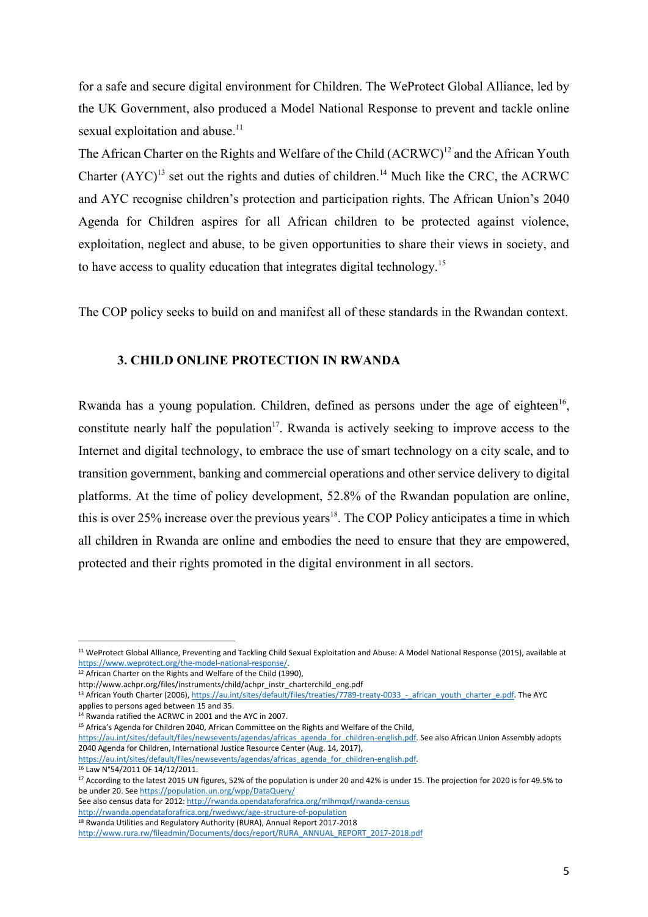for a safe and secure digital environment for Children. The WeProtect Global Alliance, led by the UK Government, also produced a Model National Response to prevent and tackle online sexual exploitation and abuse.[11]

The African Charter on the Rights and Welfare of the Child (ACRWC)[12] and the African Youth Charter (AYC)[13] set out the rights and duties of children.[14] Much like the CRC, the ACRWC and AYC recognise children's protection and participation rights. The African Union's 2040 Agenda for Children aspires for all African children to be protected against violence, exploitation, neglect and abuse, to be given opportunities to share their views in society, and to have access to quality education that integrates digital technology.[15]

The COP policy seeks to build on and manifest all of these standards in the Rwandan context.

## 3. CHILD ONLINE PROTECTION IN RWANDA

Rwanda has a young population. Children, defined as persons under the age of eighteen[16], constitute nearly half the population[17]. Rwanda is actively seeking to improve access to the Internet and digital technology, to embrace the use of smart technology on a city scale, and to transition government, banking and commercial operations and other service delivery to digital platforms. At the time of policy development, 52.8% of the Rwandan population are online, this is over 25% increase over the previous years[18]. The COP Policy anticipates a time in which all children in Rwanda are online and embodies the need to ensure that they are empowered, protected and their rights promoted in the digital environment in all sectors.

---

[11] WeProtect Global Alliance, Preventing and Tackling Child Sexual Exploitation and Abuse: A Model National Response (2015), available at https://www.weprotect.org/the-model-national-response/.

[12] African Charter on the Rights and Welfare of the Child (1990), http://www.achpr.org/files/instruments/child/achpr_instr_charterchild_eng.pdf

[13] African Youth Charter (2006), https://au.int/sites/default/files/treaties/7789-treaty-0033_-_african_youth_charter_e.pdf. The AYC applies to persons aged between 15 and 35.

[14] Rwanda ratified the ACRWC in 2001 and the AYC in 2007.

[15] Africa's Agenda for Children 2040, African Committee on the Rights and Welfare of the Child, https://au.int/sites/default/files/newsevents/agendas/africas_agenda_for_children-english.pdf. See also African Union Assembly adopts 2040 Agenda for Children, International Justice Resource Center (Aug. 14, 2017), https://au.int/sites/default/files/newsevents/agendas/africas_agenda_for_children-english.pdf.

[16] Law N°54/2011 OF 14/12/2011.

[17] According to the latest 2015 UN figures, 52% of the population is under 20 and 42% is under 15. The projection for 2020 is for 49.5% to be under 20. See https://population.un.org/wpp/DataQuery/
See also census data for 2012: http://rwanda.opendataforafrica.org/mlhmqxf/rwanda-census
http://rwanda.opendataforafrica.org/rwedwyc/age-structure-of-population

[18] Rwanda Utilities and Regulatory Authority (RURA), Annual Report 2017-2018
http://www.rura.rw/fileadmin/Documents/docs/report/RURA_ANNUAL_REPORT_2017-2018.pdf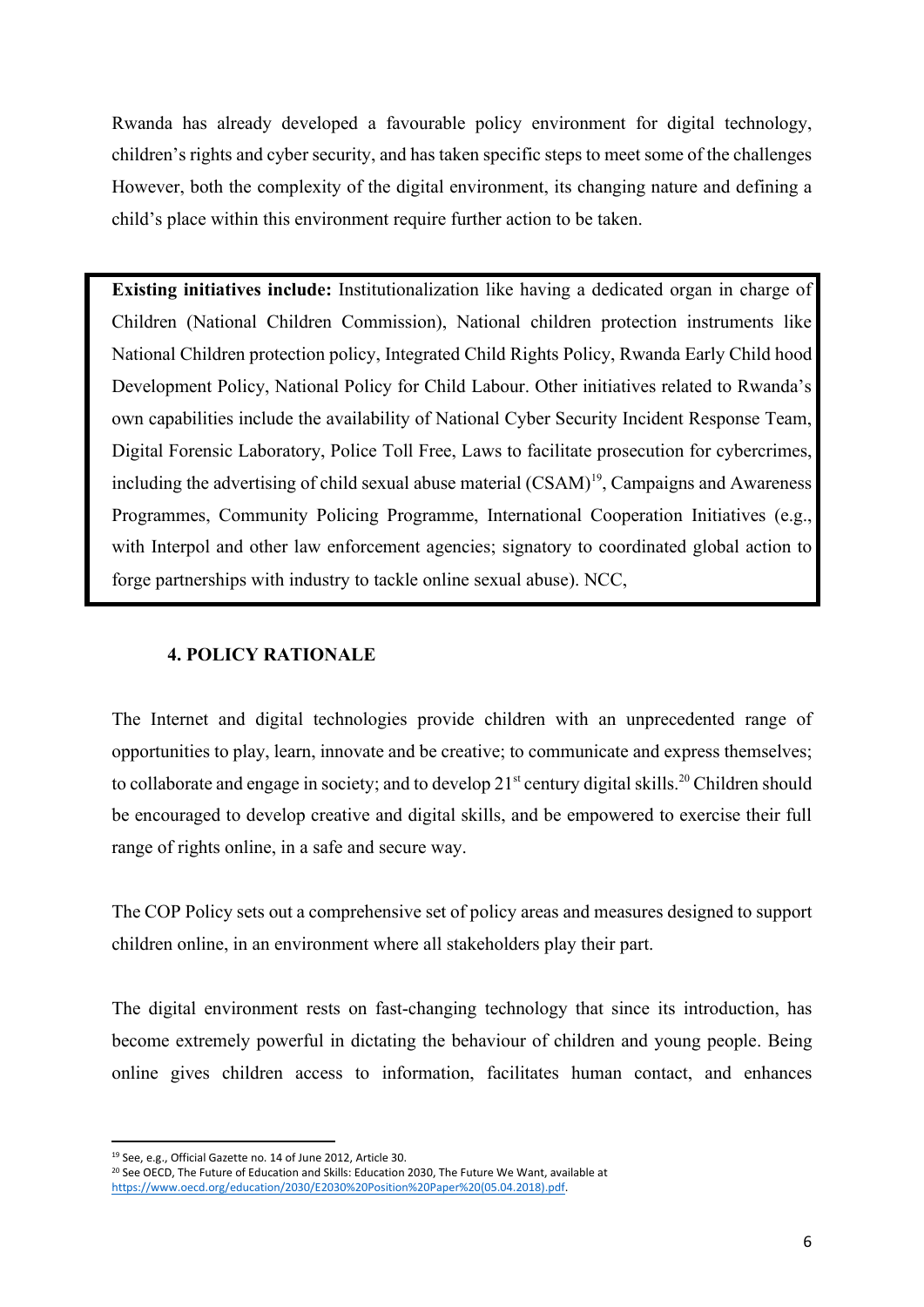Rwanda has already developed a favourable policy environment for digital technology, children's rights and cyber security, and has taken specific steps to meet some of the challenges However, both the complexity of the digital environment, its changing nature and defining a child's place within this environment require further action to be taken.

**Existing initiatives include:** Institutionalization like having a dedicated organ in charge of Children (National Children Commission), National children protection instruments like National Children protection policy, Integrated Child Rights Policy, Rwanda Early Child hood Development Policy, National Policy for Child Labour. Other initiatives related to Rwanda's own capabilities include the availability of National Cyber Security Incident Response Team, Digital Forensic Laboratory, Police Toll Free, Laws to facilitate prosecution for cybercrimes, including the advertising of child sexual abuse material (CSAM)[19], Campaigns and Awareness Programmes, Community Policing Programme, International Cooperation Initiatives (e.g., with Interpol and other law enforcement agencies; signatory to coordinated global action to forge partnerships with industry to tackle online sexual abuse). NCC,

## 4. POLICY RATIONALE

The Internet and digital technologies provide children with an unprecedented range of opportunities to play, learn, innovate and be creative; to communicate and express themselves; to collaborate and engage in society; and to develop 21st century digital skills.[20] Children should be encouraged to develop creative and digital skills, and be empowered to exercise their full range of rights online, in a safe and secure way.

The COP Policy sets out a comprehensive set of policy areas and measures designed to support children online, in an environment where all stakeholders play their part.

The digital environment rests on fast-changing technology that since its introduction, has become extremely powerful in dictating the behaviour of children and young people. Being online gives children access to information, facilitates human contact, and enhances

[19] See, e.g., Official Gazette no. 14 of June 2012, Article 30.

[20] See OECD, The Future of Education and Skills: Education 2030, The Future We Want, available at https://www.oecd.org/education/2030/E2030%20Position%20Paper%20(05.04.2018).pdf.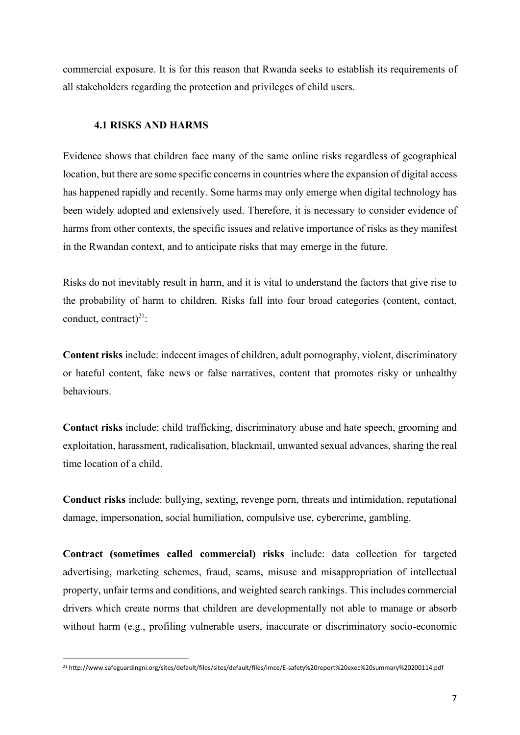commercial exposure. It is for this reason that Rwanda seeks to establish its requirements of all stakeholders regarding the protection and privileges of child users.

### 4.1 RISKS AND HARMS

Evidence shows that children face many of the same online risks regardless of geographical location, but there are some specific concerns in countries where the expansion of digital access has happened rapidly and recently. Some harms may only emerge when digital technology has been widely adopted and extensively used. Therefore, it is necessary to consider evidence of harms from other contexts, the specific issues and relative importance of risks as they manifest in the Rwandan context, and to anticipate risks that may emerge in the future.

Risks do not inevitably result in harm, and it is vital to understand the factors that give rise to the probability of harm to children. Risks fall into four broad categories (content, contact, conduct, contract)[21]:

**Content risks** include: indecent images of children, adult pornography, violent, discriminatory or hateful content, fake news or false narratives, content that promotes risky or unhealthy behaviours.

**Contact risks** include: child trafficking, discriminatory abuse and hate speech, grooming and exploitation, harassment, radicalisation, blackmail, unwanted sexual advances, sharing the real time location of a child.

**Conduct risks** include: bullying, sexting, revenge porn, threats and intimidation, reputational damage, impersonation, social humiliation, compulsive use, cybercrime, gambling.

**Contract (sometimes called commercial) risks** include: data collection for targeted advertising, marketing schemes, fraud, scams, misuse and misappropriation of intellectual property, unfair terms and conditions, and weighted search rankings. This includes commercial drivers which create norms that children are developmentally not able to manage or absorb without harm (e.g., profiling vulnerable users, inaccurate or discriminatory socio-economic

---

[21] http://www.safeguardingni.org/sites/default/files/sites/default/files/imce/E-safety%20report%20exec%20summary%20200114.pdf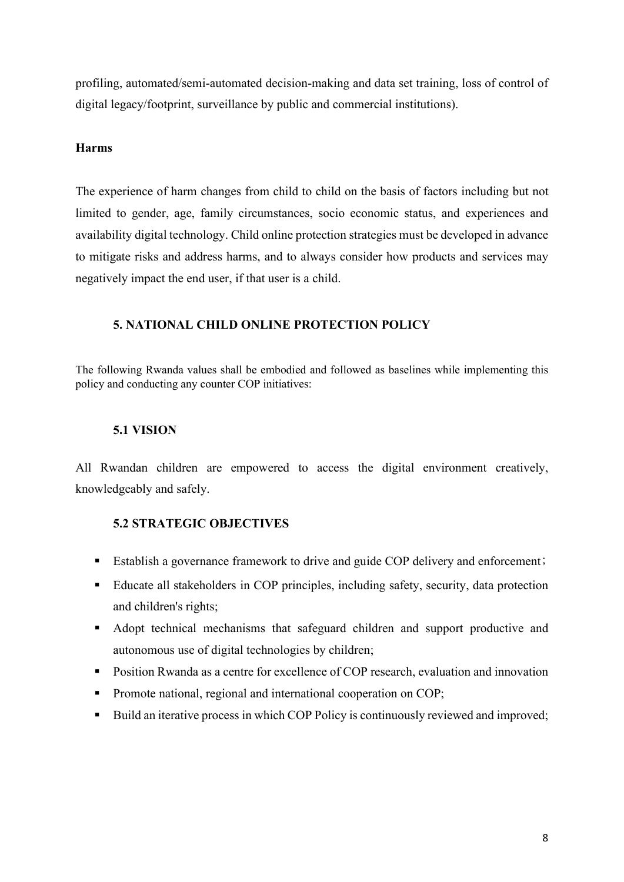profiling, automated/semi-automated decision-making and data set training, loss of control of digital legacy/footprint, surveillance by public and commercial institutions).

**Harms**

The experience of harm changes from child to child on the basis of factors including but not limited to gender, age, family circumstances, socio economic status, and experiences and availability digital technology. Child online protection strategies must be developed in advance to mitigate risks and address harms, and to always consider how products and services may negatively impact the end user, if that user is a child.

## 5. NATIONAL CHILD ONLINE PROTECTION POLICY

The following Rwanda values shall be embodied and followed as baselines while implementing this policy and conducting any counter COP initiatives:

### 5.1 VISION

All Rwandan children are empowered to access the digital environment creatively, knowledgeably and safely.

### 5.2 STRATEGIC OBJECTIVES

- Establish a governance framework to drive and guide COP delivery and enforcement；
- Educate all stakeholders in COP principles, including safety, security, data protection and children's rights;
- Adopt technical mechanisms that safeguard children and support productive and autonomous use of digital technologies by children;
- Position Rwanda as a centre for excellence of COP research, evaluation and innovation
- Promote national, regional and international cooperation on COP;
- Build an iterative process in which COP Policy is continuously reviewed and improved;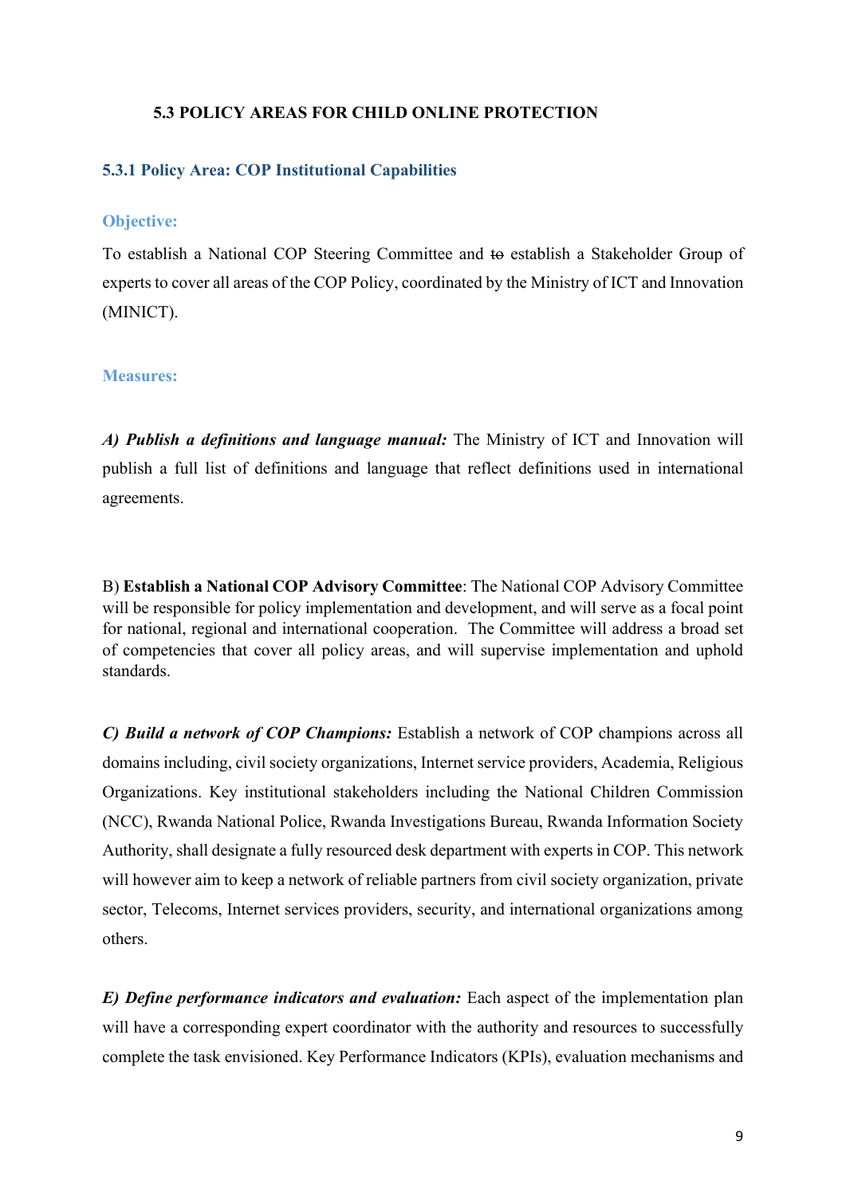### 5.3 POLICY AREAS FOR CHILD ONLINE PROTECTION

#### 5.3.1 Policy Area: COP Institutional Capabilities

**Objective:**

To establish a National COP Steering Committee and ~~to~~ establish a Stakeholder Group of experts to cover all areas of the COP Policy, coordinated by the Ministry of ICT and Innovation (MINICT).

**Measures:**

***A) Publish a definitions and language manual:*** The Ministry of ICT and Innovation will publish a full list of definitions and language that reflect definitions used in international agreements.

B) **Establish a National COP Advisory Committee**: The National COP Advisory Committee will be responsible for policy implementation and development, and will serve as a focal point for national, regional and international cooperation. The Committee will address a broad set of competencies that cover all policy areas, and will supervise implementation and uphold standards.

***C) Build a network of COP Champions:*** Establish a network of COP champions across all domains including, civil society organizations, Internet service providers, Academia, Religious Organizations. Key institutional stakeholders including the National Children Commission (NCC), Rwanda National Police, Rwanda Investigations Bureau, Rwanda Information Society Authority, shall designate a fully resourced desk department with experts in COP. This network will however aim to keep a network of reliable partners from civil society organization, private sector, Telecoms, Internet services providers, security, and international organizations among others.

***E) Define performance indicators and evaluation:*** Each aspect of the implementation plan will have a corresponding expert coordinator with the authority and resources to successfully complete the task envisioned. Key Performance Indicators (KPIs), evaluation mechanisms and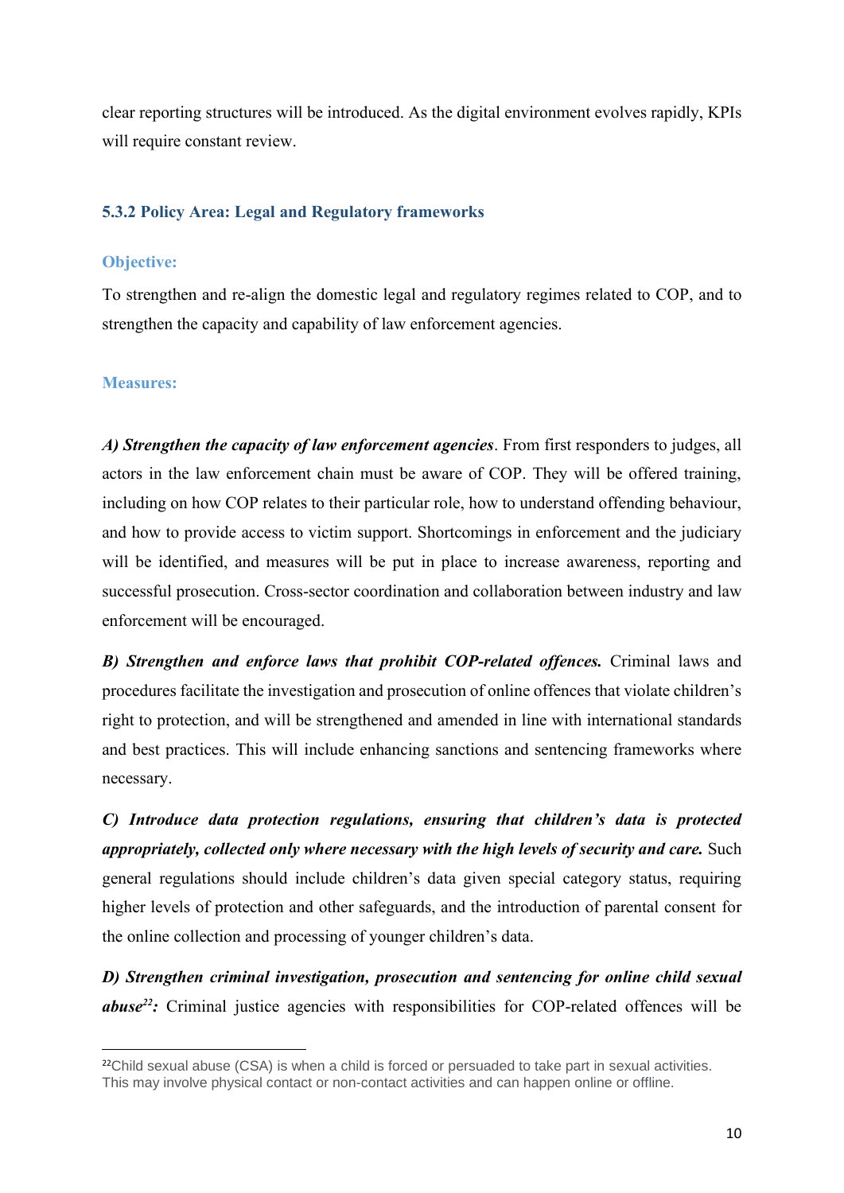clear reporting structures will be introduced. As the digital environment evolves rapidly, KPIs will require constant review.

### 5.3.2 Policy Area: Legal and Regulatory frameworks

#### Objective:

To strengthen and re-align the domestic legal and regulatory regimes related to COP, and to strengthen the capacity and capability of law enforcement agencies.

#### Measures:

***A) Strengthen the capacity of law enforcement agencies***. From first responders to judges, all actors in the law enforcement chain must be aware of COP. They will be offered training, including on how COP relates to their particular role, how to understand offending behaviour, and how to provide access to victim support. Shortcomings in enforcement and the judiciary will be identified, and measures will be put in place to increase awareness, reporting and successful prosecution. Cross-sector coordination and collaboration between industry and law enforcement will be encouraged.

***B) Strengthen and enforce laws that prohibit COP-related offences.*** Criminal laws and procedures facilitate the investigation and prosecution of online offences that violate children's right to protection, and will be strengthened and amended in line with international standards and best practices. This will include enhancing sanctions and sentencing frameworks where necessary.

***C) Introduce data protection regulations, ensuring that children's data is protected appropriately, collected only where necessary with the high levels of security and care.*** Such general regulations should include children's data given special category status, requiring higher levels of protection and other safeguards, and the introduction of parental consent for the online collection and processing of younger children's data.

***D) Strengthen criminal investigation, prosecution and sentencing for online child sexual abuse[22]:*** Criminal justice agencies with responsibilities for COP-related offences will be

[22] Child sexual abuse (CSA) is when a child is forced or persuaded to take part in sexual activities. This may involve physical contact or non-contact activities and can happen online or offline.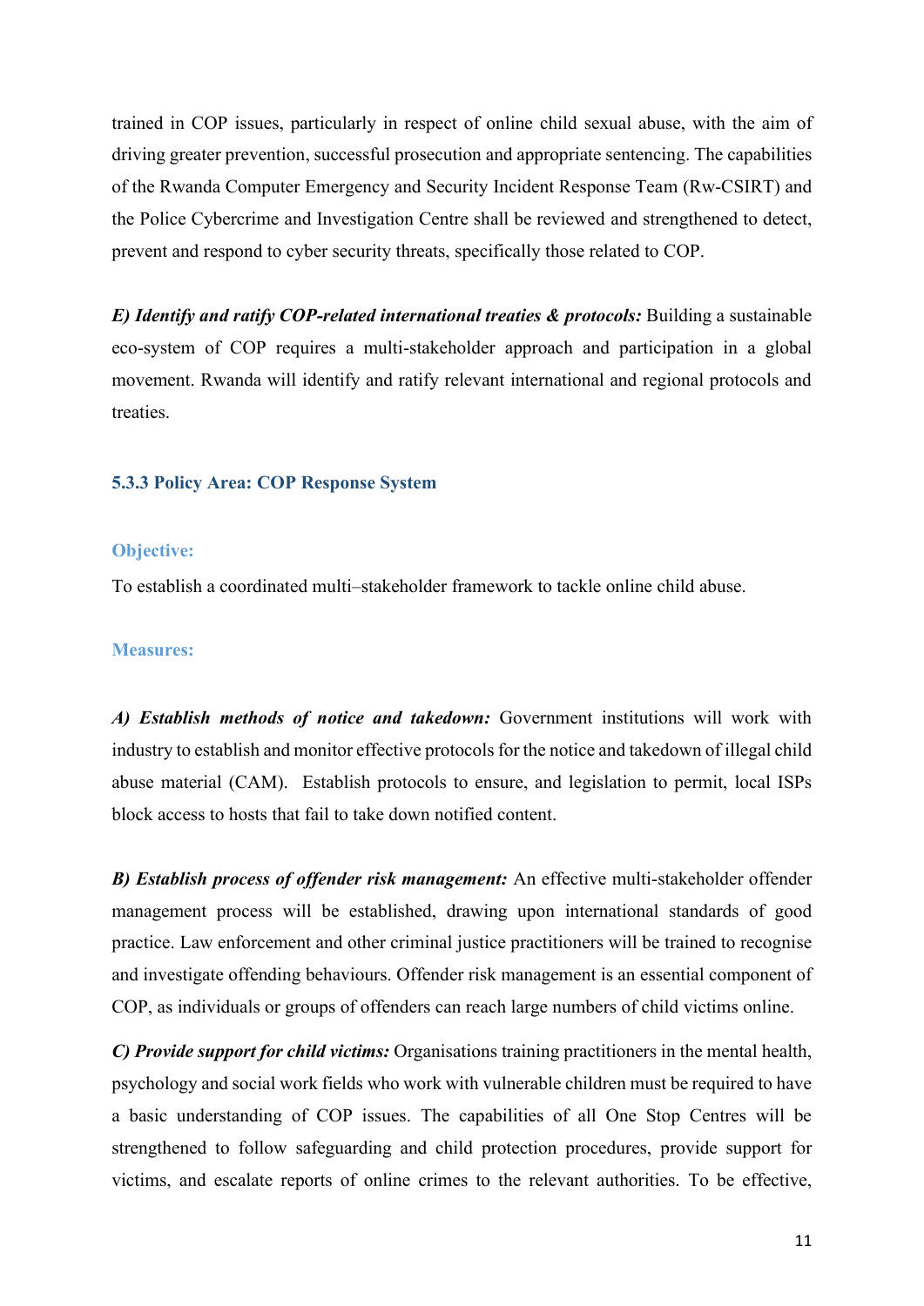trained in COP issues, particularly in respect of online child sexual abuse, with the aim of driving greater prevention, successful prosecution and appropriate sentencing. The capabilities of the Rwanda Computer Emergency and Security Incident Response Team (Rw-CSIRT) and the Police Cybercrime and Investigation Centre shall be reviewed and strengthened to detect, prevent and respond to cyber security threats, specifically those related to COP.

***E) Identify and ratify COP-related international treaties & protocols:*** Building a sustainable eco-system of COP requires a multi-stakeholder approach and participation in a global movement. Rwanda will identify and ratify relevant international and regional protocols and treaties.

### 5.3.3 Policy Area: COP Response System

#### Objective:

To establish a coordinated multi–stakeholder framework to tackle online child abuse.

#### Measures:

***A) Establish methods of notice and takedown:*** Government institutions will work with industry to establish and monitor effective protocols for the notice and takedown of illegal child abuse material (CAM). Establish protocols to ensure, and legislation to permit, local ISPs block access to hosts that fail to take down notified content.

***B) Establish process of offender risk management:*** An effective multi-stakeholder offender management process will be established, drawing upon international standards of good practice. Law enforcement and other criminal justice practitioners will be trained to recognise and investigate offending behaviours. Offender risk management is an essential component of COP, as individuals or groups of offenders can reach large numbers of child victims online.

***C) Provide support for child victims:*** Organisations training practitioners in the mental health, psychology and social work fields who work with vulnerable children must be required to have a basic understanding of COP issues. The capabilities of all One Stop Centres will be strengthened to follow safeguarding and child protection procedures, provide support for victims, and escalate reports of online crimes to the relevant authorities. To be effective,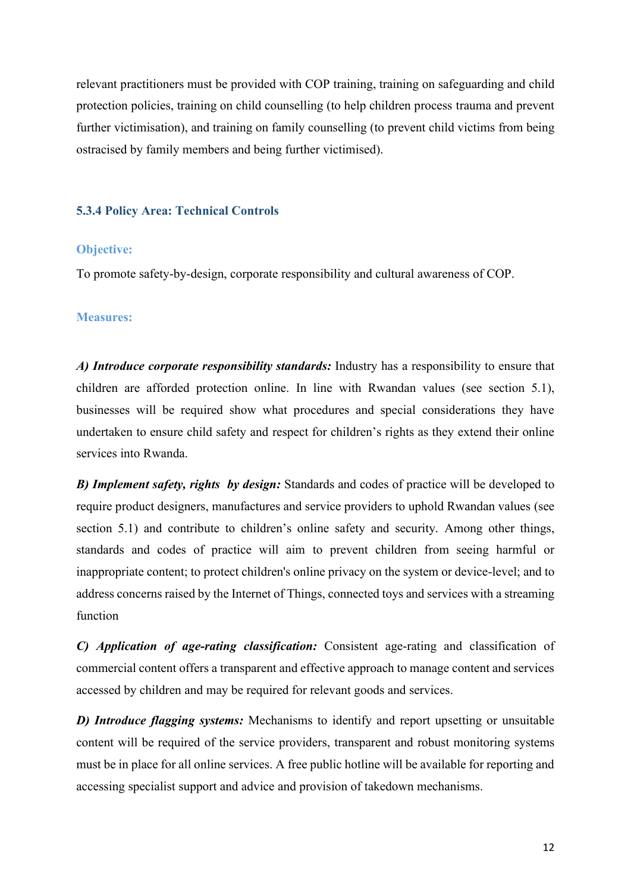relevant practitioners must be provided with COP training, training on safeguarding and child protection policies, training on child counselling (to help children process trauma and prevent further victimisation), and training on family counselling (to prevent child victims from being ostracised by family members and being further victimised).

### 5.3.4 Policy Area: Technical Controls

**Objective:**

To promote safety-by-design, corporate responsibility and cultural awareness of COP.

**Measures:**

***A) Introduce corporate responsibility standards:*** Industry has a responsibility to ensure that children are afforded protection online. In line with Rwandan values (see section 5.1), businesses will be required show what procedures and special considerations they have undertaken to ensure child safety and respect for children's rights as they extend their online services into Rwanda.

***B) Implement safety, rights by design:*** Standards and codes of practice will be developed to require product designers, manufactures and service providers to uphold Rwandan values (see section 5.1) and contribute to children's online safety and security. Among other things, standards and codes of practice will aim to prevent children from seeing harmful or inappropriate content; to protect children's online privacy on the system or device-level; and to address concerns raised by the Internet of Things, connected toys and services with a streaming function

***C) Application of age-rating classification:*** Consistent age-rating and classification of commercial content offers a transparent and effective approach to manage content and services accessed by children and may be required for relevant goods and services.

***D) Introduce flagging systems:*** Mechanisms to identify and report upsetting or unsuitable content will be required of the service providers, transparent and robust monitoring systems must be in place for all online services. A free public hotline will be available for reporting and accessing specialist support and advice and provision of takedown mechanisms.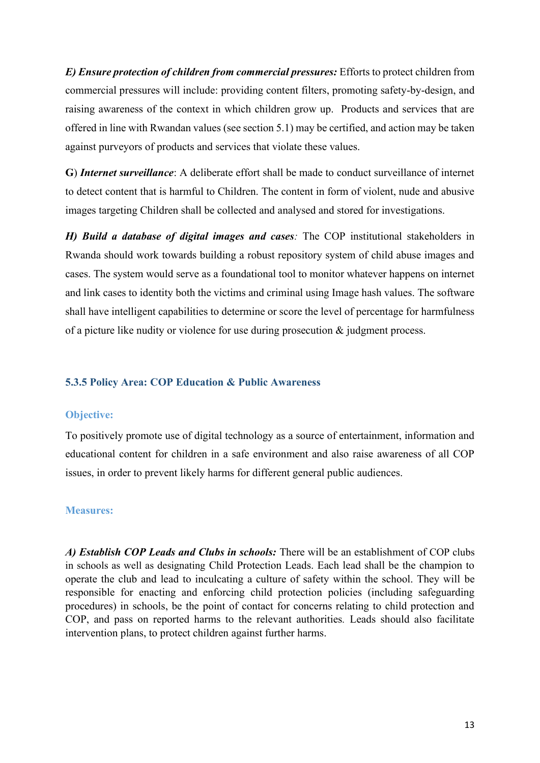***E) Ensure protection of children from commercial pressures:*** Efforts to protect children from commercial pressures will include: providing content filters, promoting safety-by-design, and raising awareness of the context in which children grow up. Products and services that are offered in line with Rwandan values (see section 5.1) may be certified, and action may be taken against purveyors of products and services that violate these values.

**G**) ***Internet surveillance***: A deliberate effort shall be made to conduct surveillance of internet to detect content that is harmful to Children. The content in form of violent, nude and abusive images targeting Children shall be collected and analysed and stored for investigations.

***H) Build a database of digital images and cases****:* The COP institutional stakeholders in Rwanda should work towards building a robust repository system of child abuse images and cases. The system would serve as a foundational tool to monitor whatever happens on internet and link cases to identity both the victims and criminal using Image hash values. The software shall have intelligent capabilities to determine or score the level of percentage for harmfulness of a picture like nudity or violence for use during prosecution & judgment process.

### 5.3.5 Policy Area: COP Education & Public Awareness

#### Objective:

To positively promote use of digital technology as a source of entertainment, information and educational content for children in a safe environment and also raise awareness of all COP issues, in order to prevent likely harms for different general public audiences.

#### Measures:

***A) Establish COP Leads and Clubs in schools:*** There will be an establishment of COP clubs in schools as well as designating Child Protection Leads. Each lead shall be the champion to operate the club and lead to inculcating a culture of safety within the school. They will be responsible for enacting and enforcing child protection policies (including safeguarding procedures) in schools, be the point of contact for concerns relating to child protection and COP, and pass on reported harms to the relevant authorities. Leads should also facilitate intervention plans, to protect children against further harms.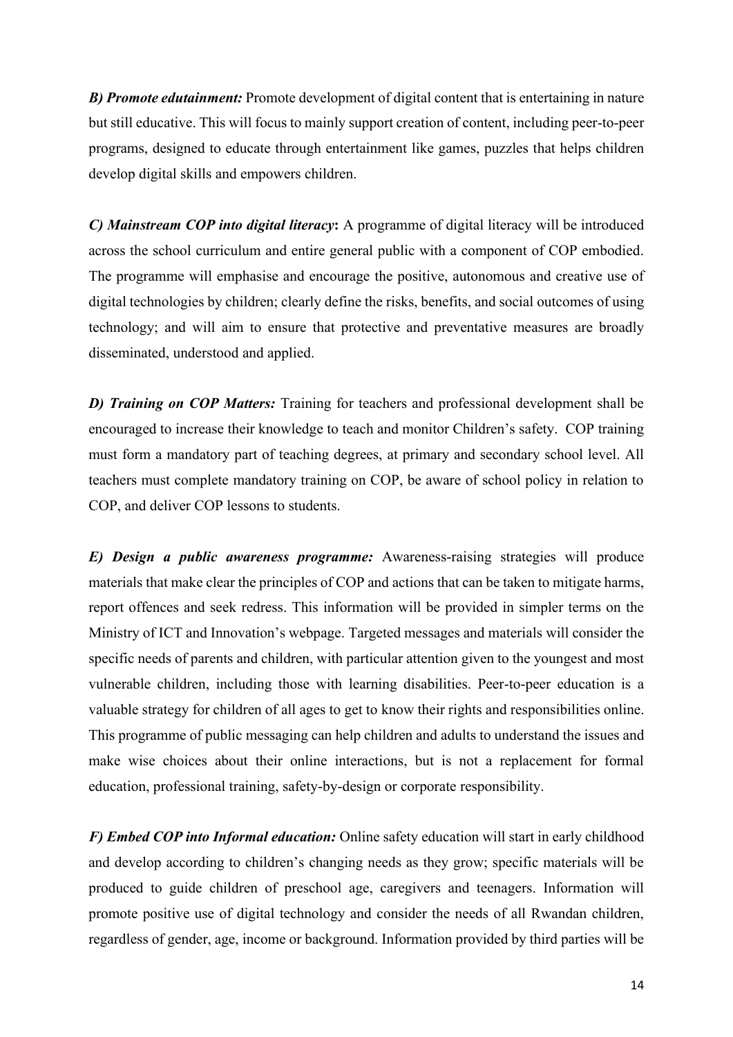***B) Promote edutainment:*** Promote development of digital content that is entertaining in nature but still educative. This will focus to mainly support creation of content, including peer-to-peer programs, designed to educate through entertainment like games, puzzles that helps children develop digital skills and empowers children.

***C) Mainstream COP into digital literacy*:** A programme of digital literacy will be introduced across the school curriculum and entire general public with a component of COP embodied. The programme will emphasise and encourage the positive, autonomous and creative use of digital technologies by children; clearly define the risks, benefits, and social outcomes of using technology; and will aim to ensure that protective and preventative measures are broadly disseminated, understood and applied.

***D) Training on COP Matters:*** Training for teachers and professional development shall be encouraged to increase their knowledge to teach and monitor Children's safety. COP training must form a mandatory part of teaching degrees, at primary and secondary school level. All teachers must complete mandatory training on COP, be aware of school policy in relation to COP, and deliver COP lessons to students.

***E) Design a public awareness programme:*** Awareness-raising strategies will produce materials that make clear the principles of COP and actions that can be taken to mitigate harms, report offences and seek redress. This information will be provided in simpler terms on the Ministry of ICT and Innovation's webpage. Targeted messages and materials will consider the specific needs of parents and children, with particular attention given to the youngest and most vulnerable children, including those with learning disabilities. Peer-to-peer education is a valuable strategy for children of all ages to get to know their rights and responsibilities online. This programme of public messaging can help children and adults to understand the issues and make wise choices about their online interactions, but is not a replacement for formal education, professional training, safety-by-design or corporate responsibility.

***F) Embed COP into Informal education:*** Online safety education will start in early childhood and develop according to children's changing needs as they grow; specific materials will be produced to guide children of preschool age, caregivers and teenagers. Information will promote positive use of digital technology and consider the needs of all Rwandan children, regardless of gender, age, income or background. Information provided by third parties will be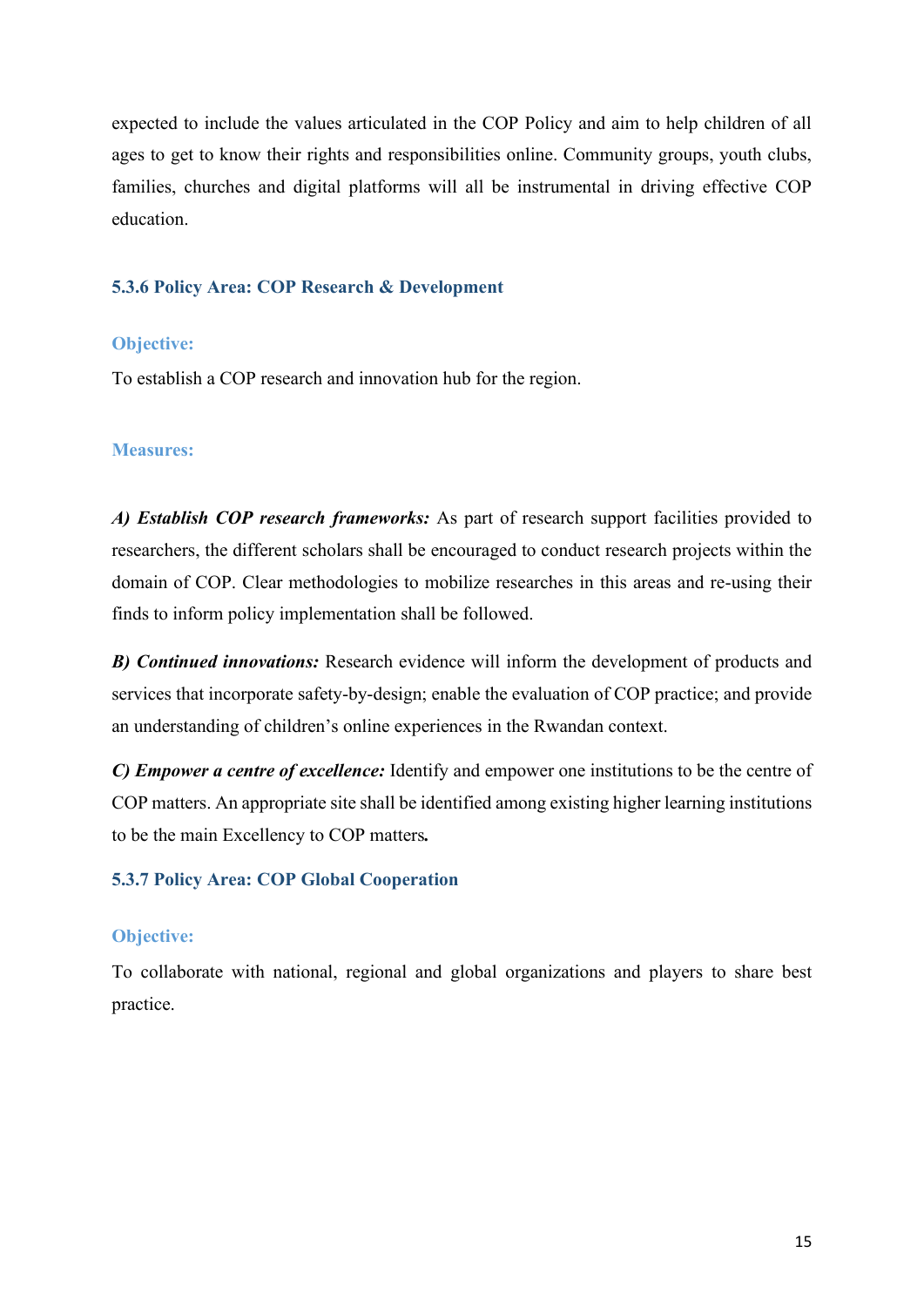expected to include the values articulated in the COP Policy and aim to help children of all ages to get to know their rights and responsibilities online. Community groups, youth clubs, families, churches and digital platforms will all be instrumental in driving effective COP education.

#### 5.3.6 Policy Area: COP Research & Development

**Objective:**

To establish a COP research and innovation hub for the region.

**Measures:**

***A) Establish COP research frameworks:*** As part of research support facilities provided to researchers, the different scholars shall be encouraged to conduct research projects within the domain of COP. Clear methodologies to mobilize researches in this areas and re-using their finds to inform policy implementation shall be followed.

***B) Continued innovations:*** Research evidence will inform the development of products and services that incorporate safety-by-design; enable the evaluation of COP practice; and provide an understanding of children's online experiences in the Rwandan context.

***C) Empower a centre of excellence:*** Identify and empower one institutions to be the centre of COP matters. An appropriate site shall be identified among existing higher learning institutions to be the main Excellency to COP matters.

#### 5.3.7 Policy Area: COP Global Cooperation

**Objective:**

To collaborate with national, regional and global organizations and players to share best practice.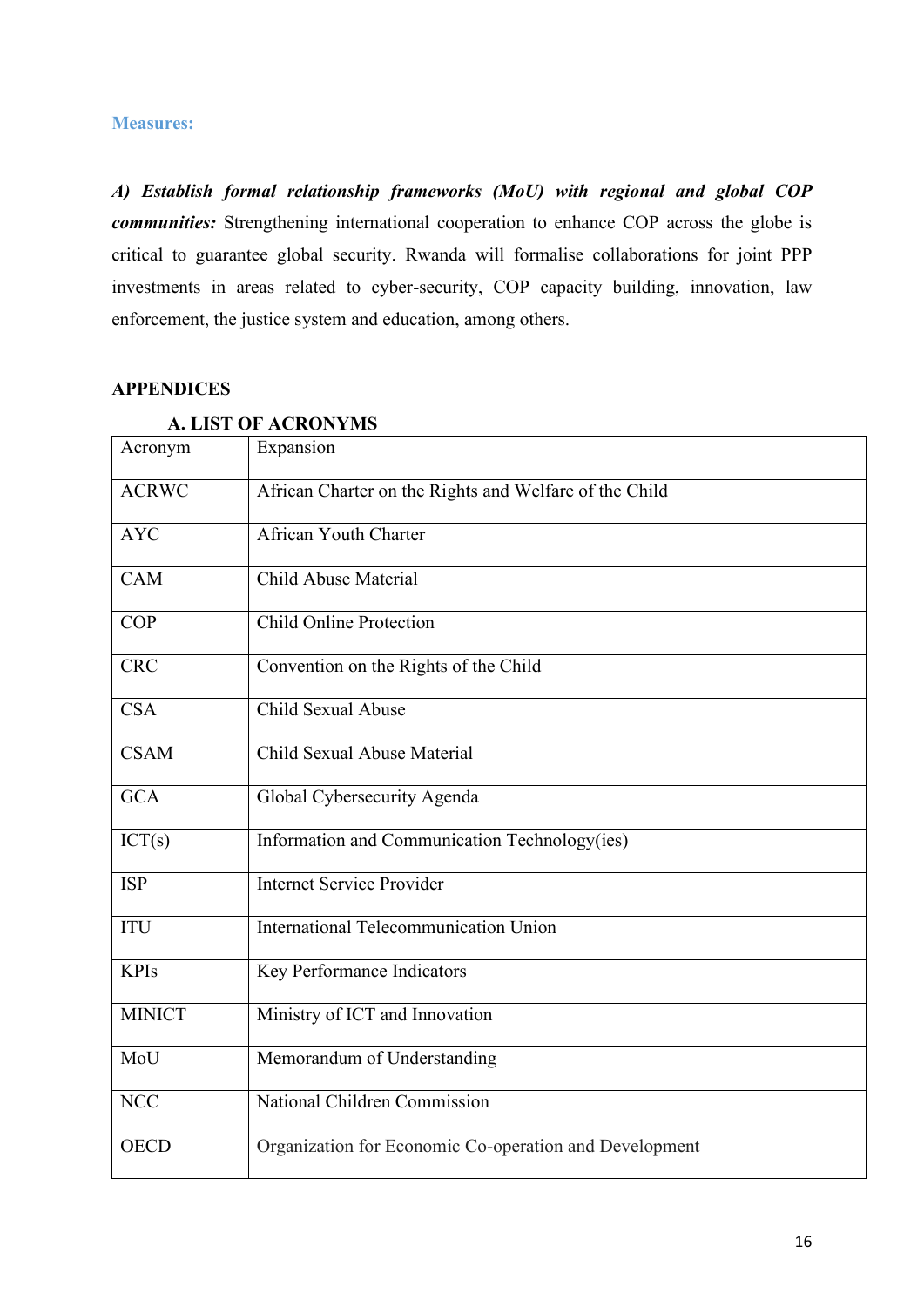### Measures:

***A) Establish formal relationship frameworks (MoU) with regional and global COP communities:*** Strengthening international cooperation to enhance COP across the globe is critical to guarantee global security. Rwanda will formalise collaborations for joint PPP investments in areas related to cyber-security, COP capacity building, innovation, law enforcement, the justice system and education, among others.

## APPENDICES

### A. LIST OF ACRONYMS

| Acronym | Expansion |
|---|---|
| ACRWC | African Charter on the Rights and Welfare of the Child |
| AYC | African Youth Charter |
| CAM | Child Abuse Material |
| COP | Child Online Protection |
| CRC | Convention on the Rights of the Child |
| CSA | Child Sexual Abuse |
| CSAM | Child Sexual Abuse Material |
| GCA | Global Cybersecurity Agenda |
| ICT(s) | Information and Communication Technology(ies) |
| ISP | Internet Service Provider |
| ITU | International Telecommunication Union |
| KPIs | Key Performance Indicators |
| MINICT | Ministry of ICT and Innovation |
| MoU | Memorandum of Understanding |
| NCC | National Children Commission |
| OECD | Organization for Economic Co-operation and Development |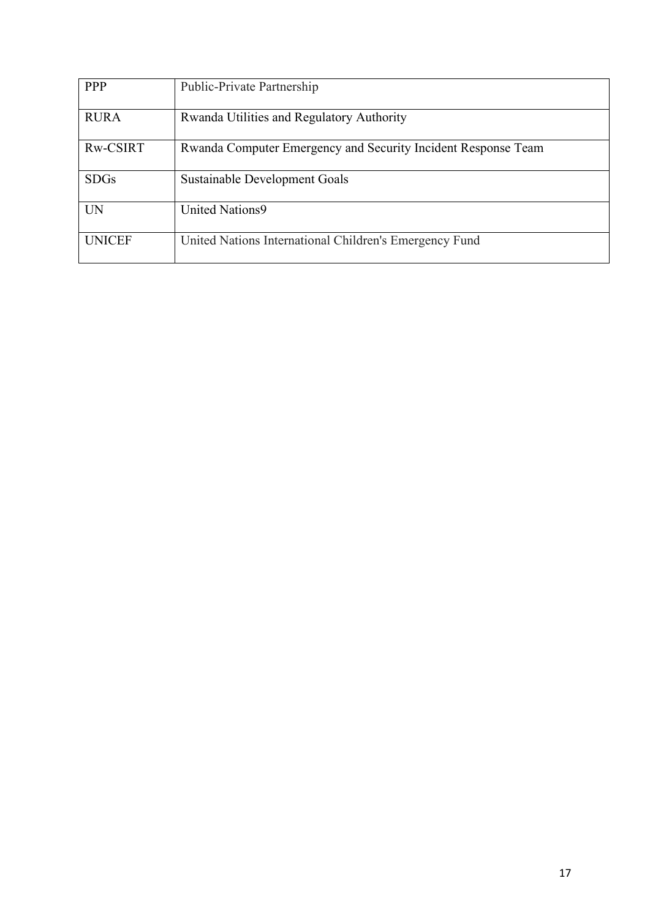| PPP | Public-Private Partnership |
|---|---|
| RURA | Rwanda Utilities and Regulatory Authority |
| Rw-CSIRT | Rwanda Computer Emergency and Security Incident Response Team |
| SDGs | Sustainable Development Goals |
| UN | United Nations9 |
| UNICEF | United Nations International Children's Emergency Fund |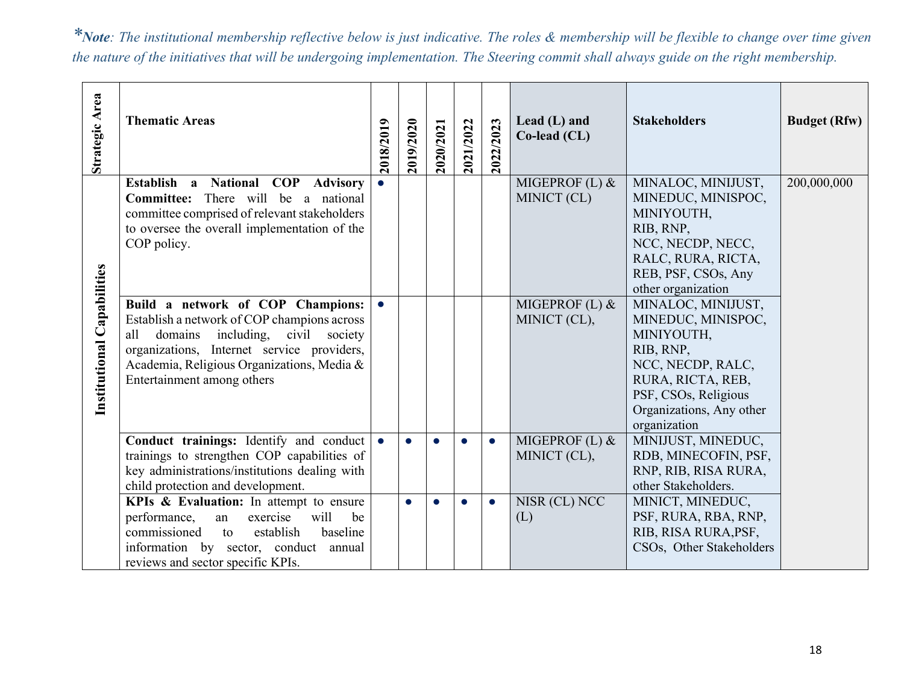**\*Note**: *The institutional membership reflective below is just indicative. The roles & membership will be flexible to change over time given the nature of the initiatives that will be undergoing implementation. The Steering commit shall always guide on the right membership.*

| Strategic Area | Thematic Areas | 2018/2019 | 2019/2020 | 2020/2021 | 2021/2022 | 2022/2023 | Lead (L) and Co-lead (CL) | Stakeholders | Budget (Rfw) |
|---|---|---|---|---|---|---|---|---|---|
| Institutional Capabilities | **Establish a National COP Advisory Committee:** There will be a national committee comprised of relevant stakeholders to oversee the overall implementation of the COP policy. | ● | | | | | MIGEPROF (L) & MINICT (CL) | MINALOC, MINIJUST, MINEDUC, MINISPOC, MINIYOUTH, RIB, RNP, NCC, NECDP, NECC, RALC, RURA, RICTA, REB, PSF, CSOs, Any other organization | 200,000,000 |
| | **Build a network of COP Champions:** Establish a network of COP champions across all domains including, civil society organizations, Internet service providers, Academia, Religious Organizations, Media & Entertainment among others | ● | | | | | MIGEPROF (L) & MINICT (CL), | MINALOC, MINIJUST, MINEDUC, MINISPOC, MINIYOUTH, RIB, RNP, NCC, NECDP, RALC, RURA, RICTA, REB, PSF, CSOs, Religious Organizations, Any other organization | |
| | **Conduct trainings:** Identify and conduct trainings to strengthen COP capabilities of key administrations/institutions dealing with child protection and development. | ● | ● | ● | ● | ● | MIGEPROF (L) & MINICT (CL), | MINIJUST, MINEDUC, RDB, MINECOFIN, PSF, RNP, RIB, RISA RURA, other Stakeholders. | |
| | **KPIs & Evaluation:** In attempt to ensure performance, an exercise will be commissioned to establish baseline information by sector, conduct annual reviews and sector specific KPIs. | | ● | ● | ● | ● | NISR (CL) NCC (L) | MINICT, MINEDUC, PSF, RURA, RBA, RNP, RIB, RISA RURA,PSF, CSOs, Other Stakeholders | |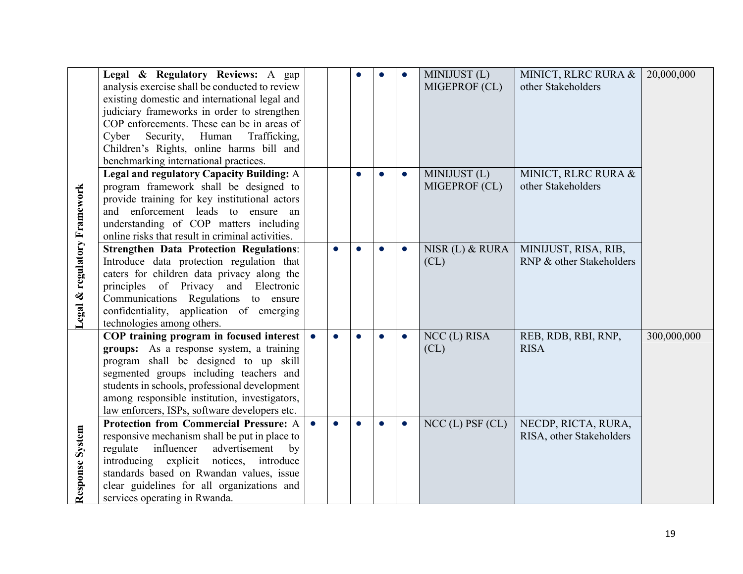| | | | | | | | | | |
|---|---|---|---|---|---|---|---|---|---|
| **Legal & regulatory Framework** | **Legal & Regulatory Reviews:** A gap analysis exercise shall be conducted to review existing domestic and international legal and judiciary frameworks in order to strengthen COP enforcements. These can be in areas of Cyber Security, Human Trafficking, Children's Rights, online harms bill and benchmarking international practices. | | | ● | ● | ● | MINIJUST (L) MIGEPROF (CL) | MINICT, RLRC RURA & other Stakeholders | 20,000,000 |
| | **Legal and regulatory Capacity Building:** A program framework shall be designed to provide training for key institutional actors and enforcement leads to ensure an understanding of COP matters including online risks that result in criminal activities. | | | ● | ● | ● | MINIJUST (L) MIGEPROF (CL) | MINICT, RLRC RURA & other Stakeholders | |
| | **Strengthen Data Protection Regulations**: Introduce data protection regulation that caters for children data privacy along the principles of Privacy and Electronic Communications Regulations to ensure confidentiality, application of emerging technologies among others. | | ● | ● | ● | ● | NISR (L) & RURA (CL) | MINIJUST, RISA, RIB, RNP & other Stakeholders | |
| **Response System** | **COP training program in focused interest groups:** As a response system, a training program shall be designed to up skill segmented groups including teachers and students in schools, professional development among responsible institution, investigators, law enforcers, ISPs, software developers etc. | ● | ● | ● | ● | ● | NCC (L) RISA (CL) | REB, RDB, RBI, RNP, RISA | 300,000,000 |
| | **Protection from Commercial Pressure:** A responsive mechanism shall be put in place to regulate influencer advertisement by introducing explicit notices, introduce standards based on Rwandan values, issue clear guidelines for all organizations and services operating in Rwanda. | ● | ● | ● | ● | ● | NCC (L) PSF (CL) | NECDP, RICTA, RURA, RISA, other Stakeholders | |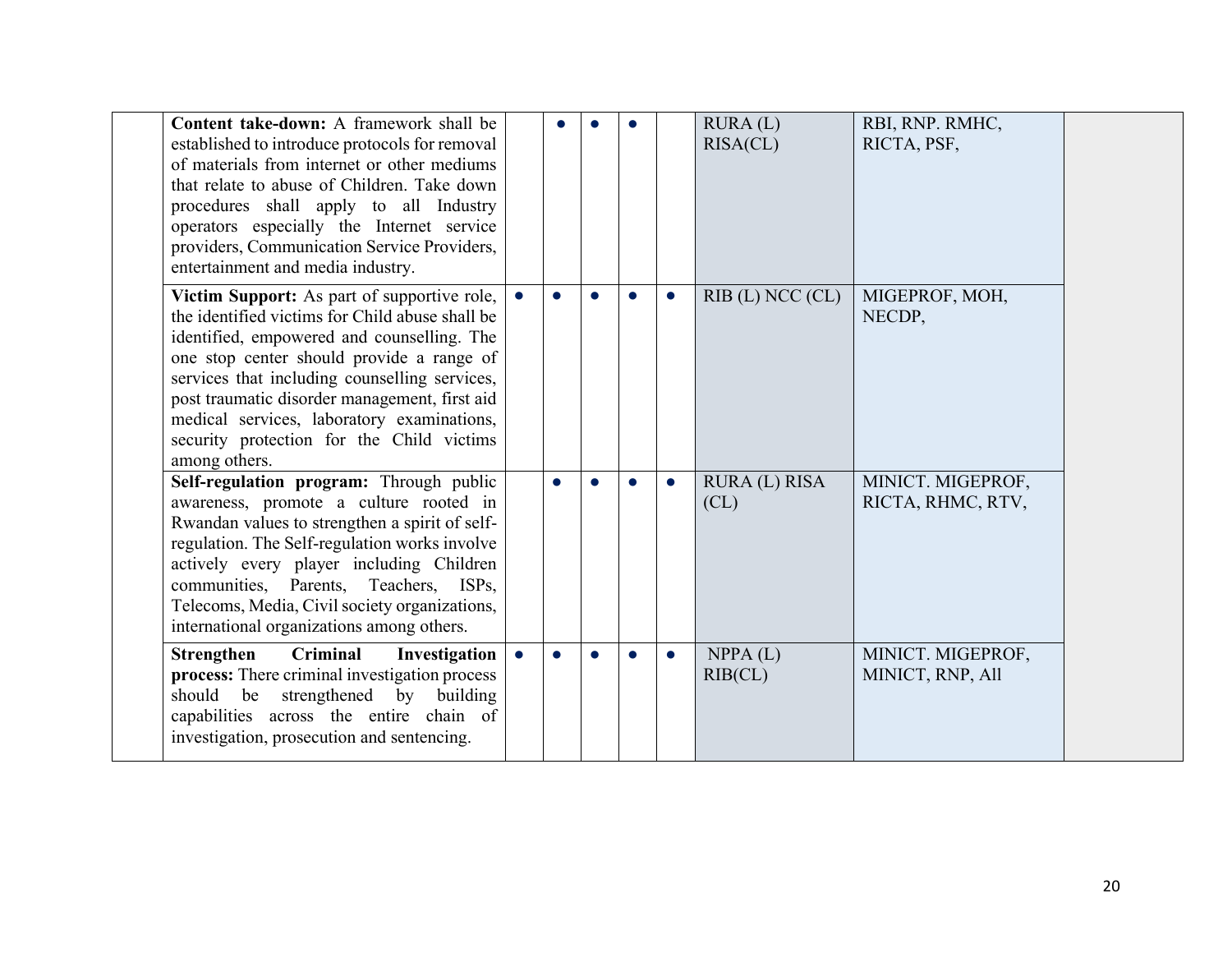| | | | | | | | | | |
|---|---|---|---|---|---|---|---|---|---|
| | **Content take-down:** A framework shall be established to introduce protocols for removal of materials from internet or other mediums that relate to abuse of Children. Take down procedures shall apply to all Industry operators especially the Internet service providers, Communication Service Providers, entertainment and media industry. | | ● | ● | ● | | RURA (L) RISA(CL) | RBI, RNP. RMHC, RICTA, PSF, | |
| | **Victim Support:** As part of supportive role, the identified victims for Child abuse shall be identified, empowered and counselling. The one stop center should provide a range of services that including counselling services, post traumatic disorder management, first aid medical services, laboratory examinations, security protection for the Child victims among others. | ● | ● | ● | ● | ● | RIB (L) NCC (CL) | MIGEPROF, MOH, NECDP, | |
| | **Self-regulation program:** Through public awareness, promote a culture rooted in Rwandan values to strengthen a spirit of self-regulation. The Self-regulation works involve actively every player including Children communities, Parents, Teachers, ISPs, Telecoms, Media, Civil society organizations, international organizations among others. | | ● | ● | ● | ● | RURA (L) RISA (CL) | MINICT. MIGEPROF, RICTA, RHMC, RTV, | |
| | **Strengthen Criminal Investigation process:** There criminal investigation process should be strengthened by building capabilities across the entire chain of investigation, prosecution and sentencing. | ● | ● | ● | ● | ● | NPPA (L) RIB(CL) | MINICT. MIGEPROF, MINICT, RNP, All | |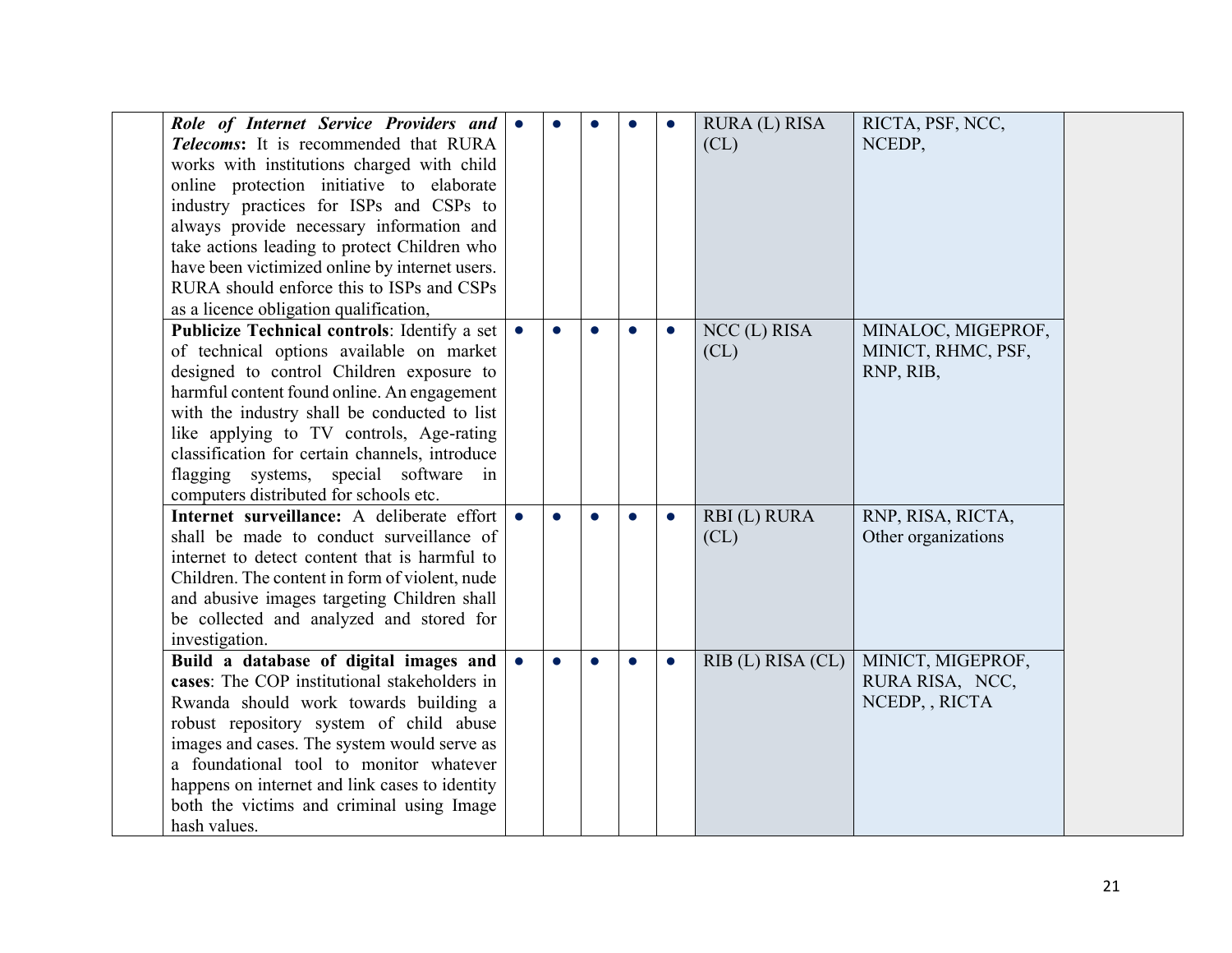| | | | | | | | | | |
|---|---|---|---|---|---|---|---|---|---|
| | ***Role of Internet Service Providers and Telecoms***: It is recommended that RURA works with institutions charged with child online protection initiative to elaborate industry practices for ISPs and CSPs to always provide necessary information and take actions leading to protect Children who have been victimized online by internet users. RURA should enforce this to ISPs and CSPs as a licence obligation qualification, | ● | ● | ● | ● | ● | RURA (L) RISA (CL) | RICTA, PSF, NCC, NCEDP, | |
| | **Publicize Technical controls**: Identify a set of technical options available on market designed to control Children exposure to harmful content found online. An engagement with the industry shall be conducted to list like applying to TV controls, Age-rating classification for certain channels, introduce flagging systems, special software in computers distributed for schools etc. | ● | ● | ● | ● | ● | NCC (L) RISA (CL) | MINALOC, MIGEPROF, MINICT, RHMC, PSF, RNP, RIB, | |
| | **Internet surveillance:** A deliberate effort shall be made to conduct surveillance of internet to detect content that is harmful to Children. The content in form of violent, nude and abusive images targeting Children shall be collected and analyzed and stored for investigation. | ● | ● | ● | ● | ● | RBI (L) RURA (CL) | RNP, RISA, RICTA, Other organizations | |
| | **Build a database of digital images and cases**: The COP institutional stakeholders in Rwanda should work towards building a robust repository system of child abuse images and cases. The system would serve as a foundational tool to monitor whatever happens on internet and link cases to identity both the victims and criminal using Image hash values. | ● | ● | ● | ● | ● | RIB (L) RISA (CL) | MINICT, MIGEPROF, RURA RISA, NCC, NCEDP, , RICTA | |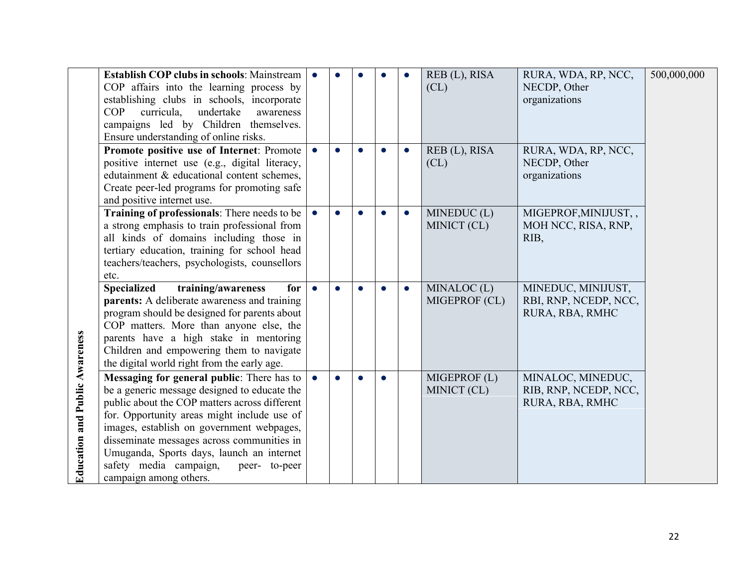| | | | | | | | | | |
|---|---|---|---|---|---|---|---|---|---|
| **Education and Public Awareness** | **Establish COP clubs in schools**: Mainstream COP affairs into the learning process by establishing clubs in schools, incorporate COP curricula, undertake awareness campaigns led by Children themselves. Ensure understanding of online risks. | ● | ● | ● | ● | ● | REB (L), RISA (CL) | RURA, WDA, RP, NCC, NECDP, Other organizations | 500,000,000 |
| | **Promote positive use of Internet**: Promote positive internet use (e.g., digital literacy, edutainment & educational content schemes, Create peer-led programs for promoting safe and positive internet use. | ● | ● | ● | ● | ● | REB (L), RISA (CL) | RURA, WDA, RP, NCC, NECDP, Other organizations | |
| | **Training of professionals**: There needs to be a strong emphasis to train professional from all kinds of domains including those in tertiary education, training for school head teachers/teachers, psychologists, counsellors etc. | ● | ● | ● | ● | ● | MINEDUC (L) MINICT (CL) | MIGEPROF,MINIJUST, , MOH NCC, RISA, RNP, RIB, | |
| | **Specialized training/awareness for parents:** A deliberate awareness and training program should be designed for parents about COP matters. More than anyone else, the parents have a high stake in mentoring Children and empowering them to navigate the digital world right from the early age. | ● | ● | ● | ● | ● | MINALOC (L) MIGEPROF (CL) | MINEDUC, MINIJUST, RBI, RNP, NCEDP, NCC, RURA, RBA, RMHC | |
| | **Messaging for general public**: There has to be a generic message designed to educate the public about the COP matters across different for. Opportunity areas might include use of images, establish on government webpages, disseminate messages across communities in Umuganda, Sports days, launch an internet safety media campaign, peer- to-peer campaign among others. | ● | ● | ● | ● | | MIGEPROF (L) MINICT (CL) | MINALOC, MINEDUC, RIB, RNP, NCEDP, NCC, RURA, RBA, RMHC | |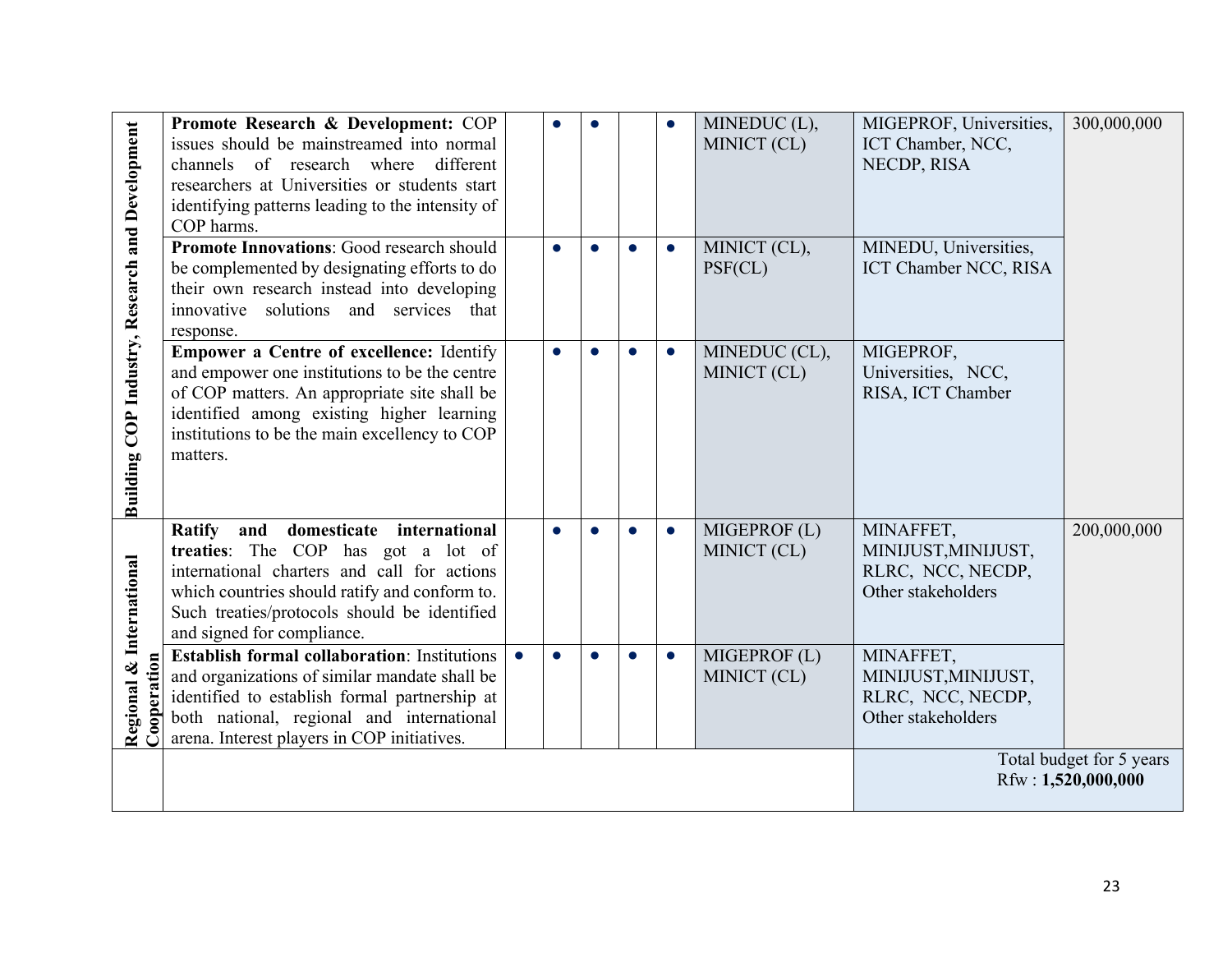| | | | | | | | | | |
|---|---|---|---|---|---|---|---|---|---|
| Building COP Industry, Research and Development | **Promote Research & Development:** COP issues should be mainstreamed into normal channels of research where different researchers at Universities or students start identifying patterns leading to the intensity of COP harms. | | ● | ● | | ● | MINEDUC (L), MINICT (CL) | MIGEPROF, Universities, ICT Chamber, NCC, NECDP, RISA | 300,000,000 |
| | **Promote Innovations**: Good research should be complemented by designating efforts to do their own research instead into developing innovative solutions and services that response. | | ● | ● | ● | ● | MINICT (CL), PSF(CL) | MINEDU, Universities, ICT Chamber NCC, RISA | |
| | **Empower a Centre of excellence:** Identify and empower one institutions to be the centre of COP matters. An appropriate site shall be identified among existing higher learning institutions to be the main excellency to COP matters. | | ● | ● | ● | ● | MINEDUC (CL), MINICT (CL) | MIGEPROF, Universities, NCC, RISA, ICT Chamber | |
| Regional & International Cooperation | **Ratify and domesticate international treaties**: The COP has got a lot of international charters and call for actions which countries should ratify and conform to. Such treaties/protocols should be identified and signed for compliance. | | ● | ● | ● | ● | MIGEPROF (L) MINICT (CL) | MINAFFET, MINIJUST,MINIJUST, RLRC, NCC, NECDP, Other stakeholders | 200,000,000 |
| | **Establish formal collaboration**: Institutions and organizations of similar mandate shall be identified to establish formal partnership at both national, regional and international arena. Interest players in COP initiatives. | ● | ● | ● | ● | ● | MIGEPROF (L) MINICT (CL) | MINAFFET, MINIJUST,MINIJUST, RLRC, NCC, NECDP, Other stakeholders | |
| | | | | | | | | Total budget for 5 years Rfw : **1,520,000,000** | |